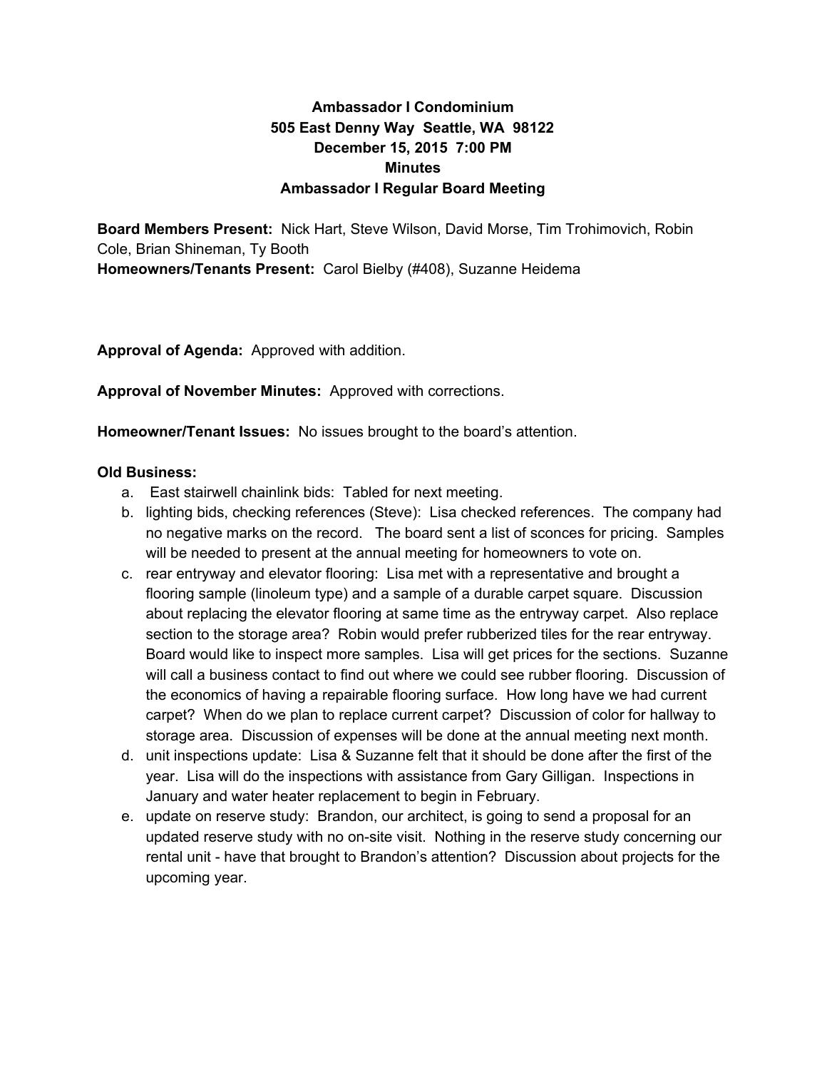**Ambassador I Condominium**
**505 East Denny Way Seattle, WA 98122**
**December 15, 2015 7:00 PM**
**Minutes**
**Ambassador I Regular Board Meeting**

**Board Members Present:** Nick Hart, Steve Wilson, David Morse, Tim Trohimovich, Robin Cole, Brian Shineman, Ty Booth
**Homeowners/Tenants Present:** Carol Bielby (#408), Suzanne Heidema

**Approval of Agenda:** Approved with addition.

**Approval of November Minutes:** Approved with corrections.

**Homeowner/Tenant Issues:** No issues brought to the board's attention.

**Old Business:**

a. East stairwell chainlink bids: Tabled for next meeting.
b. lighting bids, checking references (Steve): Lisa checked references. The company had no negative marks on the record. The board sent a list of sconces for pricing. Samples will be needed to present at the annual meeting for homeowners to vote on.
c. rear entryway and elevator flooring: Lisa met with a representative and brought a flooring sample (linoleum type) and a sample of a durable carpet square. Discussion about replacing the elevator flooring at same time as the entryway carpet. Also replace section to the storage area? Robin would prefer rubberized tiles for the rear entryway. Board would like to inspect more samples. Lisa will get prices for the sections. Suzanne will call a business contact to find out where we could see rubber flooring. Discussion of the economics of having a repairable flooring surface. How long have we had current carpet? When do we plan to replace current carpet? Discussion of color for hallway to storage area. Discussion of expenses will be done at the annual meeting next month.
d. unit inspections update: Lisa & Suzanne felt that it should be done after the first of the year. Lisa will do the inspections with assistance from Gary Gilligan. Inspections in January and water heater replacement to begin in February.
e. update on reserve study: Brandon, our architect, is going to send a proposal for an updated reserve study with no on-site visit. Nothing in the reserve study concerning our rental unit - have that brought to Brandon's attention? Discussion about projects for the upcoming year.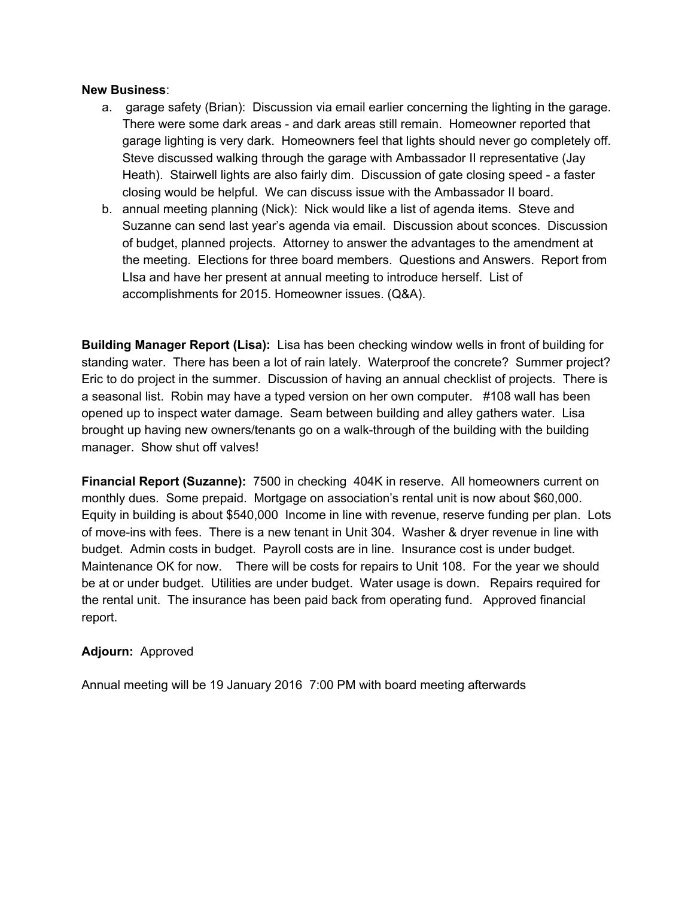**New Business**:

a. garage safety (Brian): Discussion via email earlier concerning the lighting in the garage. There were some dark areas - and dark areas still remain. Homeowner reported that garage lighting is very dark. Homeowners feel that lights should never go completely off. Steve discussed walking through the garage with Ambassador II representative (Jay Heath). Stairwell lights are also fairly dim. Discussion of gate closing speed - a faster closing would be helpful. We can discuss issue with the Ambassador II board.
b. annual meeting planning (Nick): Nick would like a list of agenda items. Steve and Suzanne can send last year's agenda via email. Discussion about sconces. Discussion of budget, planned projects. Attorney to answer the advantages to the amendment at the meeting. Elections for three board members. Questions and Answers. Report from LIsa and have her present at annual meeting to introduce herself. List of accomplishments for 2015. Homeowner issues. (Q&A).

**Building Manager Report (Lisa):** Lisa has been checking window wells in front of building for standing water. There has been a lot of rain lately. Waterproof the concrete? Summer project? Eric to do project in the summer. Discussion of having an annual checklist of projects. There is a seasonal list. Robin may have a typed version on her own computer. #108 wall has been opened up to inspect water damage. Seam between building and alley gathers water. Lisa brought up having new owners/tenants go on a walk-through of the building with the building manager. Show shut off valves!

**Financial Report (Suzanne):** 7500 in checking 404K in reserve. All homeowners current on monthly dues. Some prepaid. Mortgage on association's rental unit is now about $60,000. Equity in building is about $540,000 Income in line with revenue, reserve funding per plan. Lots of move-ins with fees. There is a new tenant in Unit 304. Washer & dryer revenue in line with budget. Admin costs in budget. Payroll costs are in line. Insurance cost is under budget. Maintenance OK for now. There will be costs for repairs to Unit 108. For the year we should be at or under budget. Utilities are under budget. Water usage is down. Repairs required for the rental unit. The insurance has been paid back from operating fund. Approved financial report.

**Adjourn:** Approved

Annual meeting will be 19 January 2016 7:00 PM with board meeting afterwards